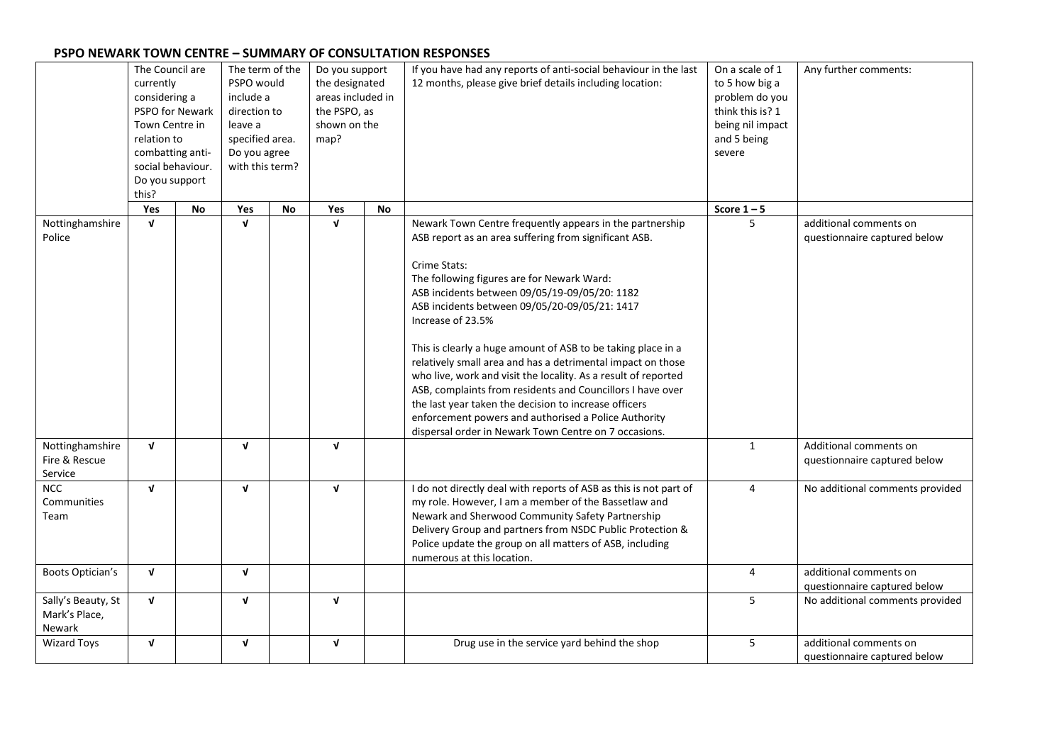## PSPO NEWARK TOWN CENTRE – SUMMARY OF CONSULTATION RESPONSES

| | The Council are currently considering a PSPO for Newark Town Centre in relation to combatting anti-social behaviour. Do you support this? | | The term of the PSPO would include a direction to leave a specified area. Do you agree with this term? | | Do you support the designated areas included in the PSPO, as shown on the map? | | If you have had any reports of anti-social behaviour in the last 12 months, please give brief details including location: | On a scale of 1 to 5 how big a problem do you think this is? 1 being nil impact and 5 being severe | Any further comments: |
|---|---|---|---|---|---|---|---|---|---|
| | Yes | No | Yes | No | Yes | No | | Score 1 – 5 | |
| Nottinghamshire Police | √ | | √ | | √ | | Newark Town Centre frequently appears in the partnership ASB report as an area suffering from significant ASB.<br><br>Crime Stats:<br>The following figures are for Newark Ward:<br>ASB incidents between 09/05/19-09/05/20: 1182<br>ASB incidents between 09/05/20-09/05/21: 1417<br>Increase of 23.5%<br><br>This is clearly a huge amount of ASB to be taking place in a relatively small area and has a detrimental impact on those who live, work and visit the locality. As a result of reported ASB, complaints from residents and Councillors I have over the last year taken the decision to increase officers enforcement powers and authorised a Police Authority dispersal order in Newark Town Centre on 7 occasions. | 5 | additional comments on questionnaire captured below |
| Nottinghamshire Fire & Rescue Service | √ | | √ | | √ | | | 1 | Additional comments on questionnaire captured below |
| NCC Communities Team | √ | | √ | | √ | | I do not directly deal with reports of ASB as this is not part of my role. However, I am a member of the Bassetlaw and Newark and Sherwood Community Safety Partnership Delivery Group and partners from NSDC Public Protection & Police update the group on all matters of ASB, including numerous at this location. | 4 | No additional comments provided |
| Boots Optician's | √ | | √ | | | | | 4 | additional comments on questionnaire captured below |
| Sally's Beauty, St Mark's Place, Newark | √ | | √ | | √ | | | 5 | No additional comments provided |
| Wizard Toys | √ | | √ | | √ | | Drug use in the service yard behind the shop | 5 | additional comments on questionnaire captured below |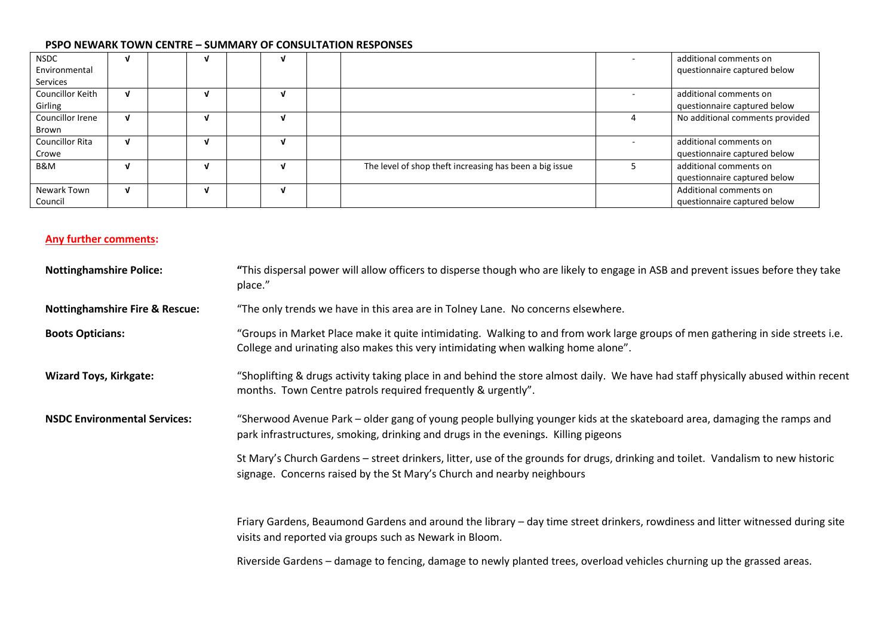## PSPO NEWARK TOWN CENTRE – SUMMARY OF CONSULTATION RESPONSES

| | | | | | | | | | |
|---|---|---|---|---|---|---|---|---|---|
| NSDC Environmental Services | √ | | √ | | √ | | | - | additional comments on questionnaire captured below |
| Councillor Keith Girling | √ | | √ | | √ | | | - | additional comments on questionnaire captured below |
| Councillor Irene Brown | √ | | √ | | √ | | | 4 | No additional comments provided |
| Councillor Rita Crowe | √ | | √ | | √ | | | - | additional comments on questionnaire captured below |
| B&M | √ | | √ | | √ | | The level of shop theft increasing has been a big issue | 5 | additional comments on questionnaire captured below |
| Newark Town Council | √ | | √ | | √ | | | | Additional comments on questionnaire captured below |

**Any further comments:**

**Nottinghamshire Police:** "This dispersal power will allow officers to disperse though who are likely to engage in ASB and prevent issues before they take place."

**Nottinghamshire Fire & Rescue:** "The only trends we have in this area are in Tolney Lane. No concerns elsewhere.

**Boots Opticians:** "Groups in Market Place make it quite intimidating. Walking to and from work large groups of men gathering in side streets i.e. College and urinating also makes this very intimidating when walking home alone".

**Wizard Toys, Kirkgate:** "Shoplifting & drugs activity taking place in and behind the store almost daily. We have had staff physically abused within recent months. Town Centre patrols required frequently & urgently".

**NSDC Environmental Services:** "Sherwood Avenue Park – older gang of young people bullying younger kids at the skateboard area, damaging the ramps and park infrastructures, smoking, drinking and drugs in the evenings. Killing pigeons

St Mary's Church Gardens – street drinkers, litter, use of the grounds for drugs, drinking and toilet. Vandalism to new historic signage. Concerns raised by the St Mary's Church and nearby neighbours

Friary Gardens, Beaumond Gardens and around the library – day time street drinkers, rowdiness and litter witnessed during site visits and reported via groups such as Newark in Bloom.

Riverside Gardens – damage to fencing, damage to newly planted trees, overload vehicles churning up the grassed areas.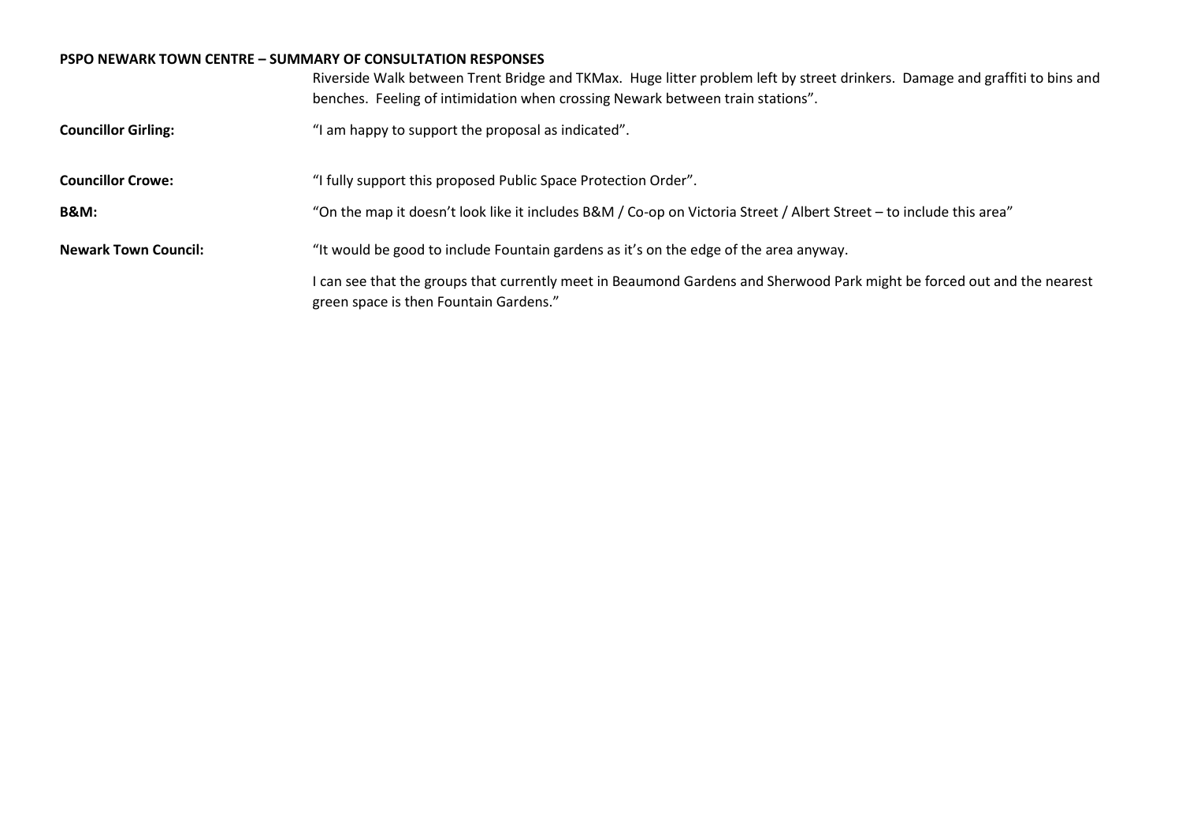**PSPO NEWARK TOWN CENTRE – SUMMARY OF CONSULTATION RESPONSES**

Riverside Walk between Trent Bridge and TKMax. Huge litter problem left by street drinkers. Damage and graffiti to bins and benches. Feeling of intimidation when crossing Newark between train stations".

**Councillor Girling:** "I am happy to support the proposal as indicated".

**Councillor Crowe:** "I fully support this proposed Public Space Protection Order".

**B&M:** "On the map it doesn't look like it includes B&M / Co-op on Victoria Street / Albert Street – to include this area"

**Newark Town Council:** "It would be good to include Fountain gardens as it's on the edge of the area anyway.

I can see that the groups that currently meet in Beaumond Gardens and Sherwood Park might be forced out and the nearest green space is then Fountain Gardens."